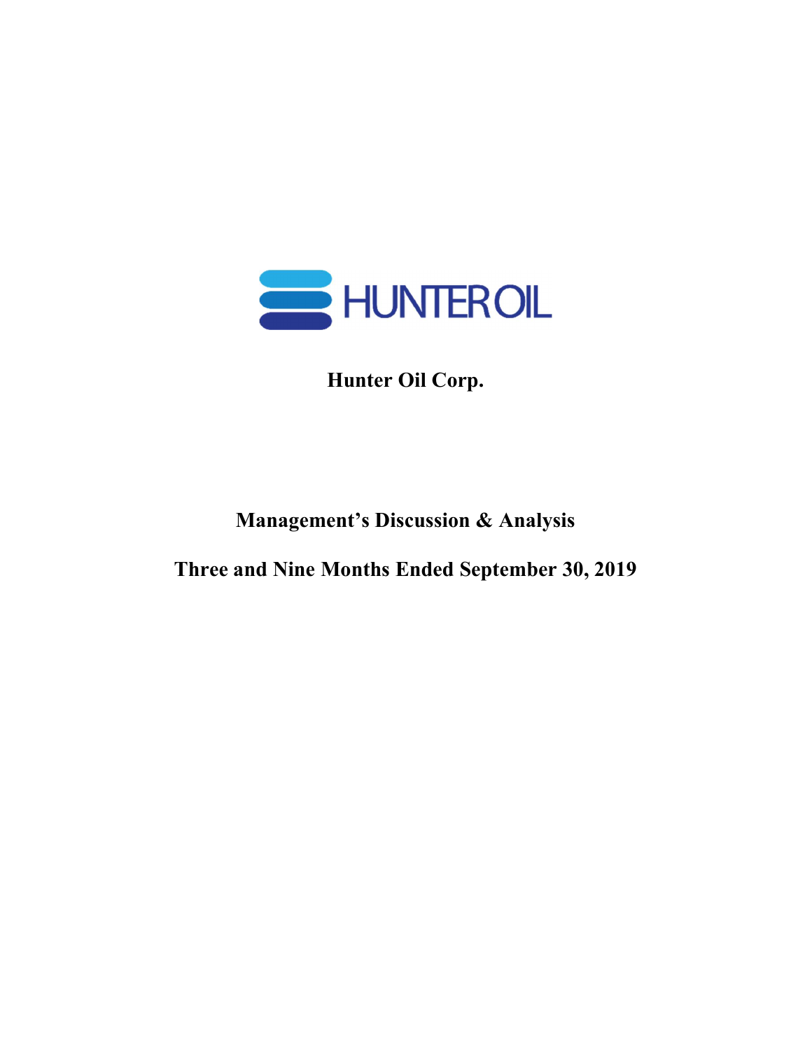# Hunter Oil Corp.

## Management's Discussion & Analysis

## Three and Nine Months Ended September 30, 2019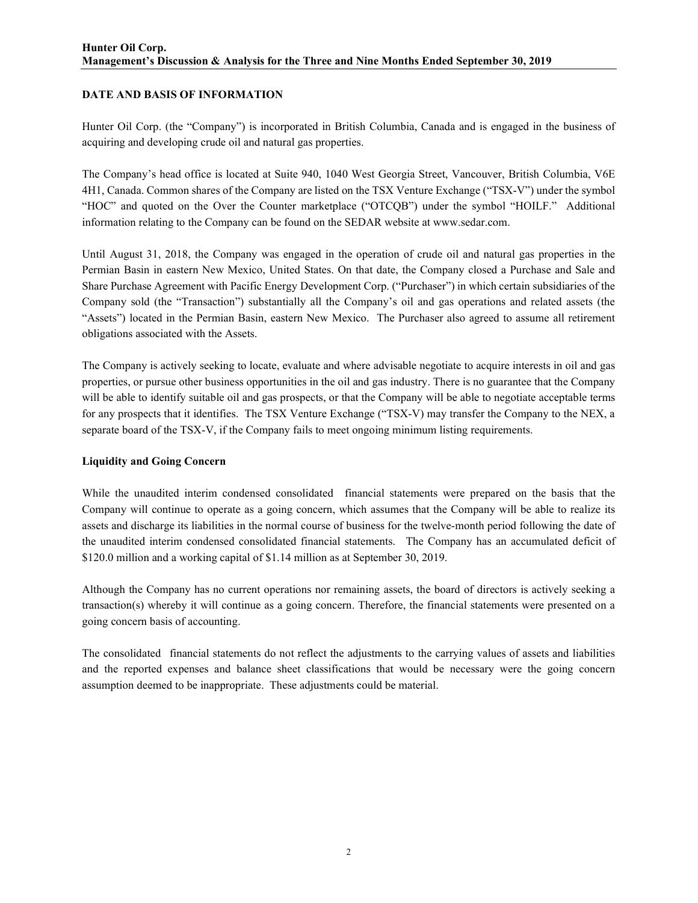## DATE AND BASIS OF INFORMATION

Hunter Oil Corp. (the "Company") is incorporated in British Columbia, Canada and is engaged in the business of acquiring and developing crude oil and natural gas properties.

The Company's head office is located at Suite 940, 1040 West Georgia Street, Vancouver, British Columbia, V6E 4H1, Canada. Common shares of the Company are listed on the TSX Venture Exchange ("TSX-V") under the symbol "HOC" and quoted on the Over the Counter marketplace ("OTCQB") under the symbol "HOILF." Additional information relating to the Company can be found on the SEDAR website at www.sedar.com.

Until August 31, 2018, the Company was engaged in the operation of crude oil and natural gas properties in the Permian Basin in eastern New Mexico, United States. On that date, the Company closed a Purchase and Sale and Share Purchase Agreement with Pacific Energy Development Corp. ("Purchaser") in which certain subsidiaries of the Company sold (the "Transaction") substantially all the Company's oil and gas operations and related assets (the "Assets") located in the Permian Basin, eastern New Mexico. The Purchaser also agreed to assume all retirement obligations associated with the Assets.

The Company is actively seeking to locate, evaluate and where advisable negotiate to acquire interests in oil and gas properties, or pursue other business opportunities in the oil and gas industry. There is no guarantee that the Company will be able to identify suitable oil and gas prospects, or that the Company will be able to negotiate acceptable terms for any prospects that it identifies. The TSX Venture Exchange ("TSX-V) may transfer the Company to the NEX, a separate board of the TSX-V, if the Company fails to meet ongoing minimum listing requirements.

### Liquidity and Going Concern

While the unaudited interim condensed consolidated financial statements were prepared on the basis that the Company will continue to operate as a going concern, which assumes that the Company will be able to realize its assets and discharge its liabilities in the normal course of business for the twelve-month period following the date of the unaudited interim condensed consolidated financial statements. The Company has an accumulated deficit of $120.0 million and a working capital of $1.14 million as at September 30, 2019.

Although the Company has no current operations nor remaining assets, the board of directors is actively seeking a transaction(s) whereby it will continue as a going concern. Therefore, the financial statements were presented on a going concern basis of accounting.

The consolidated financial statements do not reflect the adjustments to the carrying values of assets and liabilities and the reported expenses and balance sheet classifications that would be necessary were the going concern assumption deemed to be inappropriate. These adjustments could be material.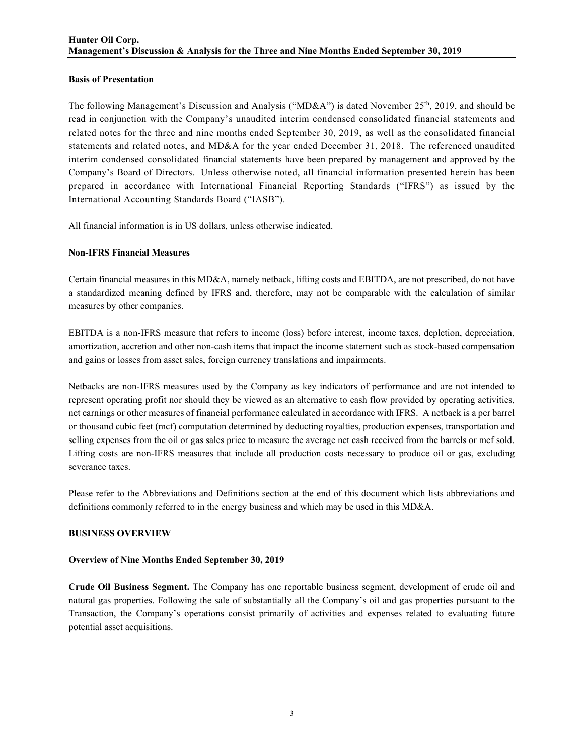## Basis of Presentation

The following Management's Discussion and Analysis ("MD&A") is dated November 25th, 2019, and should be read in conjunction with the Company's unaudited interim condensed consolidated financial statements and related notes for the three and nine months ended September 30, 2019, as well as the consolidated financial statements and related notes, and MD&A for the year ended December 31, 2018. The referenced unaudited interim condensed consolidated financial statements have been prepared by management and approved by the Company's Board of Directors. Unless otherwise noted, all financial information presented herein has been prepared in accordance with International Financial Reporting Standards ("IFRS") as issued by the International Accounting Standards Board ("IASB").

All financial information is in US dollars, unless otherwise indicated.

## Non-IFRS Financial Measures

Certain financial measures in this MD&A, namely netback, lifting costs and EBITDA, are not prescribed, do not have a standardized meaning defined by IFRS and, therefore, may not be comparable with the calculation of similar measures by other companies.

EBITDA is a non-IFRS measure that refers to income (loss) before interest, income taxes, depletion, depreciation, amortization, accretion and other non-cash items that impact the income statement such as stock-based compensation and gains or losses from asset sales, foreign currency translations and impairments.

Netbacks are non-IFRS measures used by the Company as key indicators of performance and are not intended to represent operating profit nor should they be viewed as an alternative to cash flow provided by operating activities, net earnings or other measures of financial performance calculated in accordance with IFRS. A netback is a per barrel or thousand cubic feet (mcf) computation determined by deducting royalties, production expenses, transportation and selling expenses from the oil or gas sales price to measure the average net cash received from the barrels or mcf sold. Lifting costs are non-IFRS measures that include all production costs necessary to produce oil or gas, excluding severance taxes.

Please refer to the Abbreviations and Definitions section at the end of this document which lists abbreviations and definitions commonly referred to in the energy business and which may be used in this MD&A.

## BUSINESS OVERVIEW

### Overview of Nine Months Ended September 30, 2019

**Crude Oil Business Segment.** The Company has one reportable business segment, development of crude oil and natural gas properties. Following the sale of substantially all the Company's oil and gas properties pursuant to the Transaction, the Company's operations consist primarily of activities and expenses related to evaluating future potential asset acquisitions.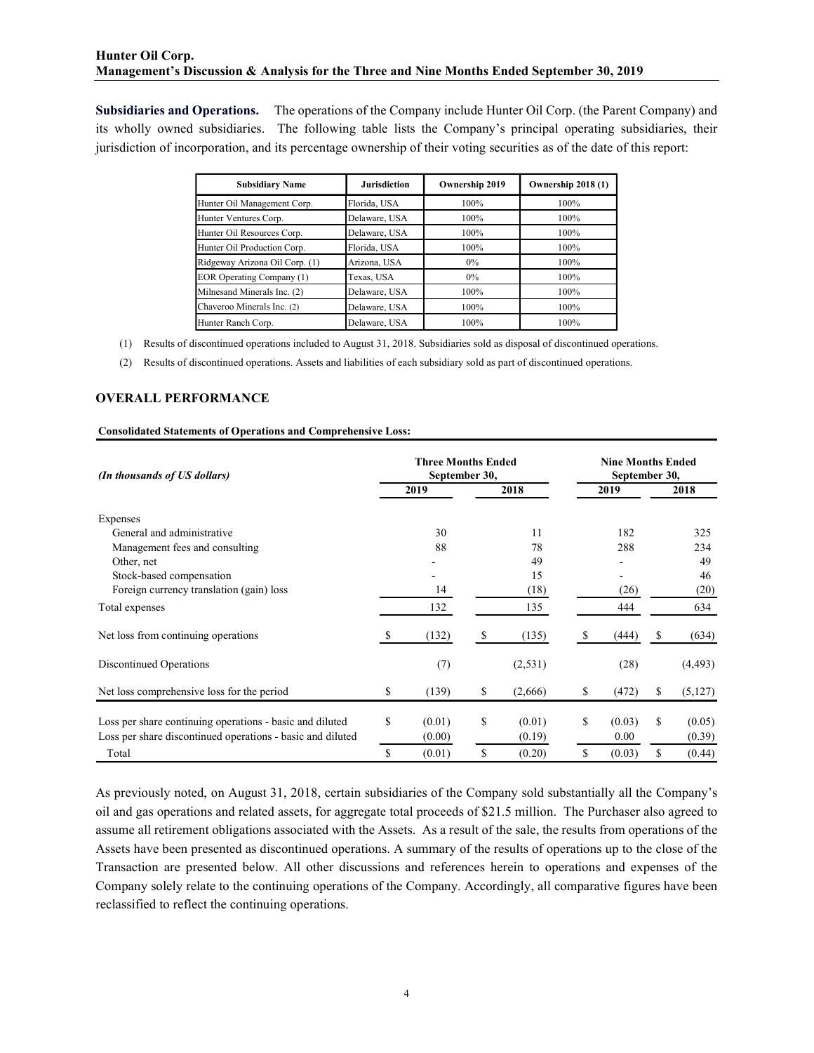**Subsidiaries and Operations.** The operations of the Company include Hunter Oil Corp. (the Parent Company) and its wholly owned subsidiaries. The following table lists the Company's principal operating subsidiaries, their jurisdiction of incorporation, and its percentage ownership of their voting securities as of the date of this report:

| Subsidiary Name | Jurisdiction | Ownership 2019 | Ownership 2018 (1) |
|---|---|---|---|
| Hunter Oil Management Corp. | Florida, USA | 100% | 100% |
| Hunter Ventures Corp. | Delaware, USA | 100% | 100% |
| Hunter Oil Resources Corp. | Delaware, USA | 100% | 100% |
| Hunter Oil Production Corp. | Florida, USA | 100% | 100% |
| Ridgeway Arizona Oil Corp. (1) | Arizona, USA | 0% | 100% |
| EOR Operating Company (1) | Texas, USA | 0% | 100% |
| Milnesand Minerals Inc. (2) | Delaware, USA | 100% | 100% |
| Chaveroo Minerals Inc. (2) | Delaware, USA | 100% | 100% |
| Hunter Ranch Corp. | Delaware, USA | 100% | 100% |

(1) Results of discontinued operations included to August 31, 2018. Subsidiaries sold as disposal of discontinued operations.

(2) Results of discontinued operations. Assets and liabilities of each subsidiary sold as part of discontinued operations.

## OVERALL PERFORMANCE

**Consolidated Statements of Operations and Comprehensive Loss:**

| *(In thousands of US dollars)* | Three Months Ended September 30, 2019 | Three Months Ended September 30, 2018 | Nine Months Ended September 30, 2019 | Nine Months Ended September 30, 2018 |
|---|---|---|---|---|
| Expenses | | | | |
| General and administrative | 30 | 11 | 182 | 325 |
| Management fees and consulting | 88 | 78 | 288 | 234 |
| Other, net | - | 49 | - | 49 |
| Stock-based compensation | - | 15 | - | 46 |
| Foreign currency translation (gain) loss | 14 | (18) | (26) | (20) |
| Total expenses | 132 | 135 | 444 | 634 |
| Net loss from continuing operations | $ (132) | $ (135) | $ (444) | $ (634) |
| Discontinued Operations | (7) | (2,531) | (28) | (4,493) |
| Net loss comprehensive loss for the period | $ (139) | $ (2,666) | $ (472) | $ (5,127) |
| Loss per share continuing operations - basic and diluted | $ (0.01) | $ (0.01) | $ (0.03) | $ (0.05) |
| Loss per share discontinued operations - basic and diluted | (0.00) | (0.19) | 0.00 | (0.39) |
| Total | $ (0.01) | $ (0.20) | $ (0.03) | $ (0.44) |

As previously noted, on August 31, 2018, certain subsidiaries of the Company sold substantially all the Company's oil and gas operations and related assets, for aggregate total proceeds of $21.5 million. The Purchaser also agreed to assume all retirement obligations associated with the Assets. As a result of the sale, the results from operations of the Assets have been presented as discontinued operations. A summary of the results of operations up to the close of the Transaction are presented below. All other discussions and references herein to operations and expenses of the Company solely relate to the continuing operations of the Company. Accordingly, all comparative figures have been reclassified to reflect the continuing operations.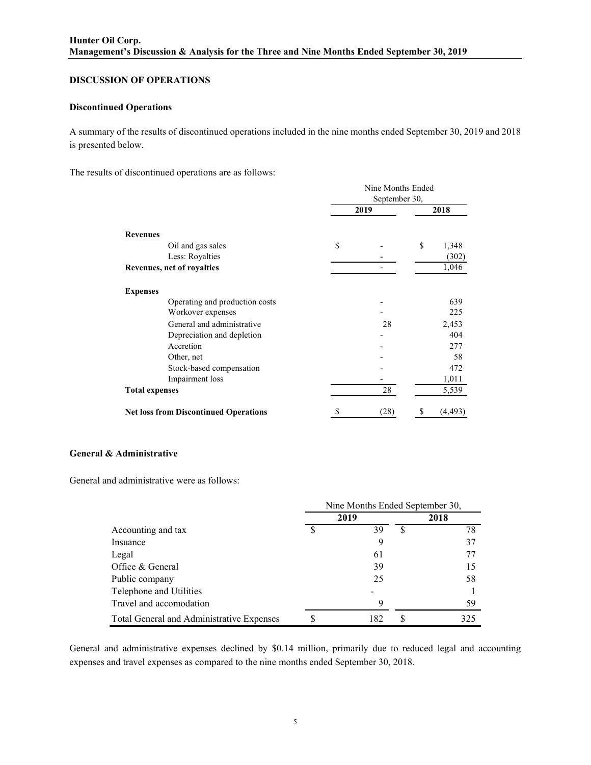## DISCUSSION OF OPERATIONS

### Discontinued Operations

A summary of the results of discontinued operations included in the nine months ended September 30, 2019 and 2018 is presented below.

The results of discontinued operations are as follows:

| | Nine Months Ended September 30, 2019 | Nine Months Ended September 30, 2018 |
|---|---|---|
| **Revenues** | | |
| Oil and gas sales | $ - | $ 1,348 |
| Less: Royalties | - | (302) |
| **Revenues, net of royalties** | - | 1,046 |
| **Expenses** | | |
| Operating and production costs | - | 639 |
| Workover expenses | - | 225 |
| General and administrative | 28 | 2,453 |
| Depreciation and depletion | - | 404 |
| Accretion | - | 277 |
| Other, net | - | 58 |
| Stock-based compensation | - | 472 |
| Impairment loss | - | 1,011 |
| **Total expenses** | 28 | 5,539 |
| **Net loss from Discontinued Operations** | $ (28) | $ (4,493) |

### General & Administrative

General and administrative were as follows:

| | Nine Months Ended September 30, 2019 | Nine Months Ended September 30, 2018 |
|---|---|---|
| Accounting and tax | $ 39 | $ 78 |
| Insuance | 9 | 37 |
| Legal | 61 | 77 |
| Office & General | 39 | 15 |
| Public company | 25 | 58 |
| Telephone and Utilities | - | 1 |
| Travel and accomodation | 9 | 59 |
| Total General and Administrative Expenses | $ 182 | $ 325 |

General and administrative expenses declined by $0.14 million, primarily due to reduced legal and accounting expenses and travel expenses as compared to the nine months ended September 30, 2018.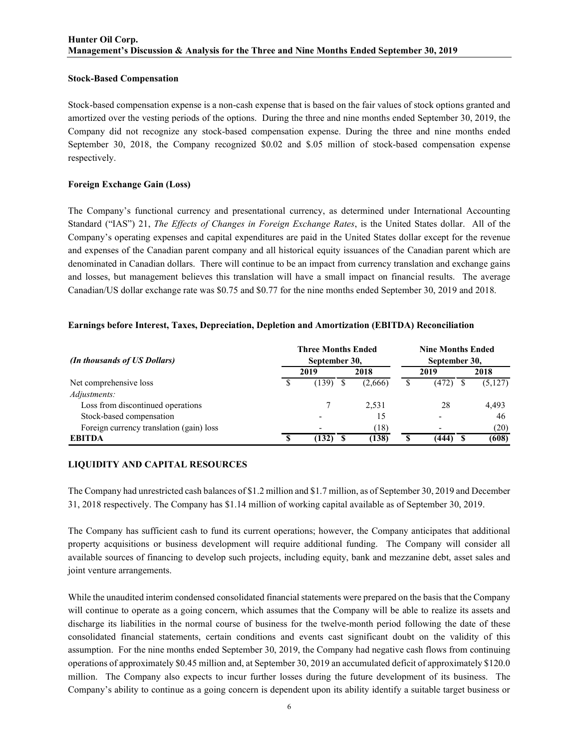### Stock-Based Compensation

Stock-based compensation expense is a non-cash expense that is based on the fair values of stock options granted and amortized over the vesting periods of the options. During the three and nine months ended September 30, 2019, the Company did not recognize any stock-based compensation expense. During the three and nine months ended September 30, 2018, the Company recognized \$0.02 and \$.05 million of stock-based compensation expense respectively.

### Foreign Exchange Gain (Loss)

The Company's functional currency and presentational currency, as determined under International Accounting Standard ("IAS") 21, *The Effects of Changes in Foreign Exchange Rates*, is the United States dollar. All of the Company's operating expenses and capital expenditures are paid in the United States dollar except for the revenue and expenses of the Canadian parent company and all historical equity issuances of the Canadian parent which are denominated in Canadian dollars. There will continue to be an impact from currency translation and exchange gains and losses, but management believes this translation will have a small impact on financial results. The average Canadian/US dollar exchange rate was \$0.75 and \$0.77 for the nine months ended September 30, 2019 and 2018.

### Earnings before Interest, Taxes, Depreciation, Depletion and Amortization (EBITDA) Reconciliation

| *(In thousands of US Dollars)* | Three Months Ended September 30, | | Nine Months Ended September 30, | |
|---|---|---|---|---|
| | 2019 | 2018 | 2019 | 2018 |
| Net comprehensive loss | $ (139) | $ (2,666) | $ (472) | $ (5,127) |
| *Adjustments:* | | | | |
| Loss from discontinued operations | 7 | 2,531 | 28 | 4,493 |
| Stock-based compensation | - | 15 | - | 46 |
| Foreign currency translation (gain) loss | - | (18) | - | (20) |
| **EBITDA** | **$ (132)** | **$ (138)** | **$ (444)** | **$ (608)** |

## LIQUIDITY AND CAPITAL RESOURCES

The Company had unrestricted cash balances of \$1.2 million and \$1.7 million, as of September 30, 2019 and December 31, 2018 respectively. The Company has \$1.14 million of working capital available as of September 30, 2019.

The Company has sufficient cash to fund its current operations; however, the Company anticipates that additional property acquisitions or business development will require additional funding. The Company will consider all available sources of financing to develop such projects, including equity, bank and mezzanine debt, asset sales and joint venture arrangements.

While the unaudited interim condensed consolidated financial statements were prepared on the basis that the Company will continue to operate as a going concern, which assumes that the Company will be able to realize its assets and discharge its liabilities in the normal course of business for the twelve-month period following the date of these consolidated financial statements, certain conditions and events cast significant doubt on the validity of this assumption. For the nine months ended September 30, 2019, the Company had negative cash flows from continuing operations of approximately \$0.45 million and, at September 30, 2019 an accumulated deficit of approximately \$120.0 million. The Company also expects to incur further losses during the future development of its business. The Company's ability to continue as a going concern is dependent upon its ability identify a suitable target business or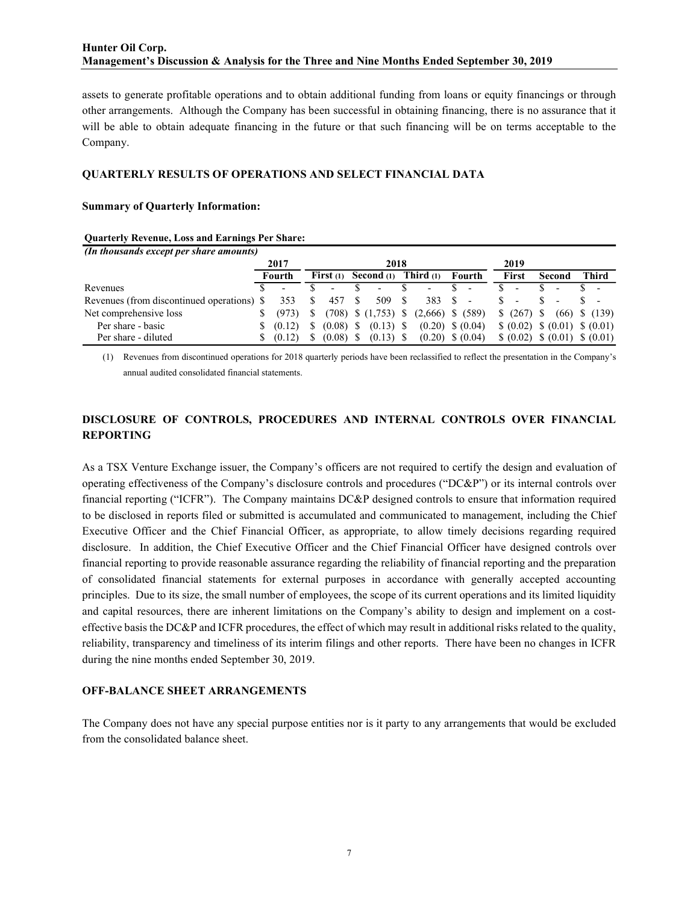assets to generate profitable operations and to obtain additional funding from loans or equity financings or through other arrangements. Although the Company has been successful in obtaining financing, there is no assurance that it will be able to obtain adequate financing in the future or that such financing will be on terms acceptable to the Company.

## QUARTERLY RESULTS OF OPERATIONS AND SELECT FINANCIAL DATA

### Summary of Quarterly Information:

**Quarterly Revenue, Loss and Earnings Per Share:**

*(In thousands except per share amounts)*

| | 2017 | 2018 | | | | 2019 | | |
|---|---|---|---|---|---|---|---|---|
| | Fourth | First (1) | Second (1) | Third (1) | Fourth | First | Second | Third |
| Revenues | $ - | $ - | $ - | $ - | $ - | $ - | $ - | $ - |
| Revenues (from discontinued operations) | $ 353 | $ 457 | $ 509 | $ 383 | $ - | $ - | $ - | $ - |
| Net comprehensive loss | $ (973) | $ (708) | $ (1,753) | $ (2,666) | $ (589) | $ (267) | $ (66) | $ (139) |
| Per share - basic | $ (0.12) | $ (0.08) | $ (0.13) | $ (0.20) | $ (0.04) | $ (0.02) | $ (0.01) | $ (0.01) |
| Per share - diluted | $ (0.12) | $ (0.08) | $ (0.13) | $ (0.20) | $ (0.04) | $ (0.02) | $ (0.01) | $ (0.01) |

(1) Revenues from discontinued operations for 2018 quarterly periods have been reclassified to reflect the presentation in the Company's annual audited consolidated financial statements.

## DISCLOSURE OF CONTROLS, PROCEDURES AND INTERNAL CONTROLS OVER FINANCIAL REPORTING

As a TSX Venture Exchange issuer, the Company's officers are not required to certify the design and evaluation of operating effectiveness of the Company's disclosure controls and procedures ("DC&P") or its internal controls over financial reporting ("ICFR"). The Company maintains DC&P designed controls to ensure that information required to be disclosed in reports filed or submitted is accumulated and communicated to management, including the Chief Executive Officer and the Chief Financial Officer, as appropriate, to allow timely decisions regarding required disclosure. In addition, the Chief Executive Officer and the Chief Financial Officer have designed controls over financial reporting to provide reasonable assurance regarding the reliability of financial reporting and the preparation of consolidated financial statements for external purposes in accordance with generally accepted accounting principles. Due to its size, the small number of employees, the scope of its current operations and its limited liquidity and capital resources, there are inherent limitations on the Company's ability to design and implement on a cost-effective basis the DC&P and ICFR procedures, the effect of which may result in additional risks related to the quality, reliability, transparency and timeliness of its interim filings and other reports. There have been no changes in ICFR during the nine months ended September 30, 2019.

## OFF-BALANCE SHEET ARRANGEMENTS

The Company does not have any special purpose entities nor is it party to any arrangements that would be excluded from the consolidated balance sheet.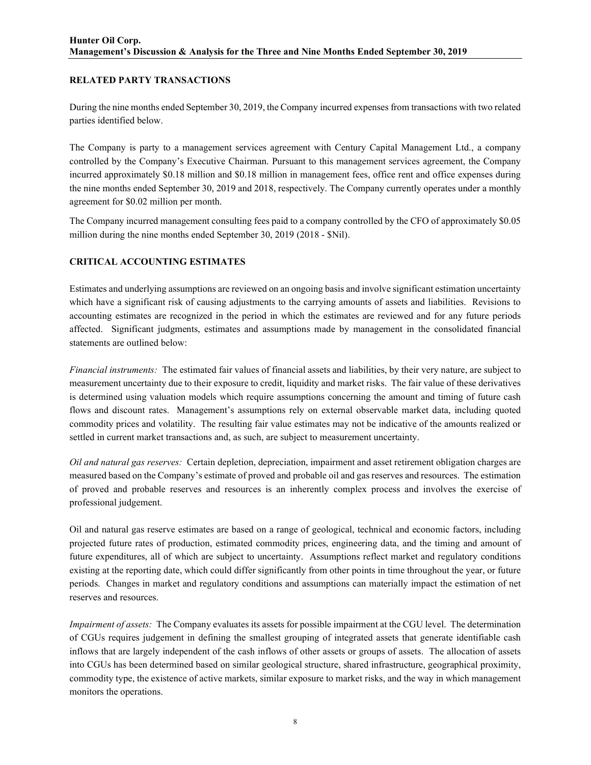## RELATED PARTY TRANSACTIONS

During the nine months ended September 30, 2019, the Company incurred expenses from transactions with two related parties identified below.

The Company is party to a management services agreement with Century Capital Management Ltd., a company controlled by the Company's Executive Chairman. Pursuant to this management services agreement, the Company incurred approximately $0.18 million and $0.18 million in management fees, office rent and office expenses during the nine months ended September 30, 2019 and 2018, respectively. The Company currently operates under a monthly agreement for $0.02 million per month.

The Company incurred management consulting fees paid to a company controlled by the CFO of approximately $0.05 million during the nine months ended September 30, 2019 (2018 - $Nil).

## CRITICAL ACCOUNTING ESTIMATES

Estimates and underlying assumptions are reviewed on an ongoing basis and involve significant estimation uncertainty which have a significant risk of causing adjustments to the carrying amounts of assets and liabilities. Revisions to accounting estimates are recognized in the period in which the estimates are reviewed and for any future periods affected. Significant judgments, estimates and assumptions made by management in the consolidated financial statements are outlined below:

*Financial instruments:* The estimated fair values of financial assets and liabilities, by their very nature, are subject to measurement uncertainty due to their exposure to credit, liquidity and market risks. The fair value of these derivatives is determined using valuation models which require assumptions concerning the amount and timing of future cash flows and discount rates. Management's assumptions rely on external observable market data, including quoted commodity prices and volatility. The resulting fair value estimates may not be indicative of the amounts realized or settled in current market transactions and, as such, are subject to measurement uncertainty.

*Oil and natural gas reserves:* Certain depletion, depreciation, impairment and asset retirement obligation charges are measured based on the Company's estimate of proved and probable oil and gas reserves and resources. The estimation of proved and probable reserves and resources is an inherently complex process and involves the exercise of professional judgement.

Oil and natural gas reserve estimates are based on a range of geological, technical and economic factors, including projected future rates of production, estimated commodity prices, engineering data, and the timing and amount of future expenditures, all of which are subject to uncertainty. Assumptions reflect market and regulatory conditions existing at the reporting date, which could differ significantly from other points in time throughout the year, or future periods. Changes in market and regulatory conditions and assumptions can materially impact the estimation of net reserves and resources.

*Impairment of assets:* The Company evaluates its assets for possible impairment at the CGU level. The determination of CGUs requires judgement in defining the smallest grouping of integrated assets that generate identifiable cash inflows that are largely independent of the cash inflows of other assets or groups of assets. The allocation of assets into CGUs has been determined based on similar geological structure, shared infrastructure, geographical proximity, commodity type, the existence of active markets, similar exposure to market risks, and the way in which management monitors the operations.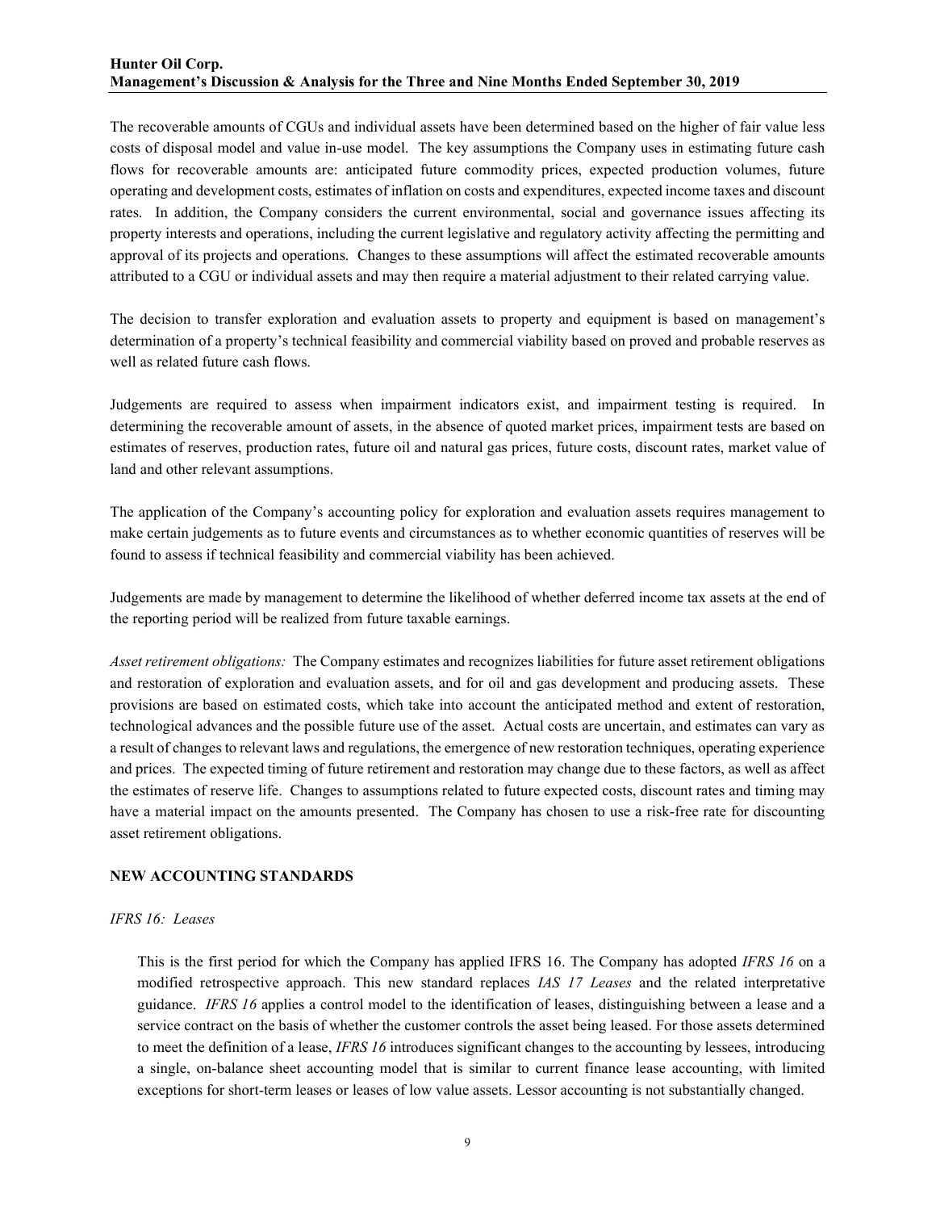The recoverable amounts of CGUs and individual assets have been determined based on the higher of fair value less costs of disposal model and value in-use model. The key assumptions the Company uses in estimating future cash flows for recoverable amounts are: anticipated future commodity prices, expected production volumes, future operating and development costs, estimates of inflation on costs and expenditures, expected income taxes and discount rates. In addition, the Company considers the current environmental, social and governance issues affecting its property interests and operations, including the current legislative and regulatory activity affecting the permitting and approval of its projects and operations. Changes to these assumptions will affect the estimated recoverable amounts attributed to a CGU or individual assets and may then require a material adjustment to their related carrying value.

The decision to transfer exploration and evaluation assets to property and equipment is based on management's determination of a property's technical feasibility and commercial viability based on proved and probable reserves as well as related future cash flows.

Judgements are required to assess when impairment indicators exist, and impairment testing is required. In determining the recoverable amount of assets, in the absence of quoted market prices, impairment tests are based on estimates of reserves, production rates, future oil and natural gas prices, future costs, discount rates, market value of land and other relevant assumptions.

The application of the Company's accounting policy for exploration and evaluation assets requires management to make certain judgements as to future events and circumstances as to whether economic quantities of reserves will be found to assess if technical feasibility and commercial viability has been achieved.

Judgements are made by management to determine the likelihood of whether deferred income tax assets at the end of the reporting period will be realized from future taxable earnings.

*Asset retirement obligations:* The Company estimates and recognizes liabilities for future asset retirement obligations and restoration of exploration and evaluation assets, and for oil and gas development and producing assets. These provisions are based on estimated costs, which take into account the anticipated method and extent of restoration, technological advances and the possible future use of the asset. Actual costs are uncertain, and estimates can vary as a result of changes to relevant laws and regulations, the emergence of new restoration techniques, operating experience and prices. The expected timing of future retirement and restoration may change due to these factors, as well as affect the estimates of reserve life. Changes to assumptions related to future expected costs, discount rates and timing may have a material impact on the amounts presented. The Company has chosen to use a risk-free rate for discounting asset retirement obligations.

## NEW ACCOUNTING STANDARDS

*IFRS 16: Leases*

This is the first period for which the Company has applied IFRS 16. The Company has adopted *IFRS 16* on a modified retrospective approach. This new standard replaces *IAS 17 Leases* and the related interpretative guidance. *IFRS 16* applies a control model to the identification of leases, distinguishing between a lease and a service contract on the basis of whether the customer controls the asset being leased. For those assets determined to meet the definition of a lease, *IFRS 16* introduces significant changes to the accounting by lessees, introducing a single, on-balance sheet accounting model that is similar to current finance lease accounting, with limited exceptions for short-term leases or leases of low value assets. Lessor accounting is not substantially changed.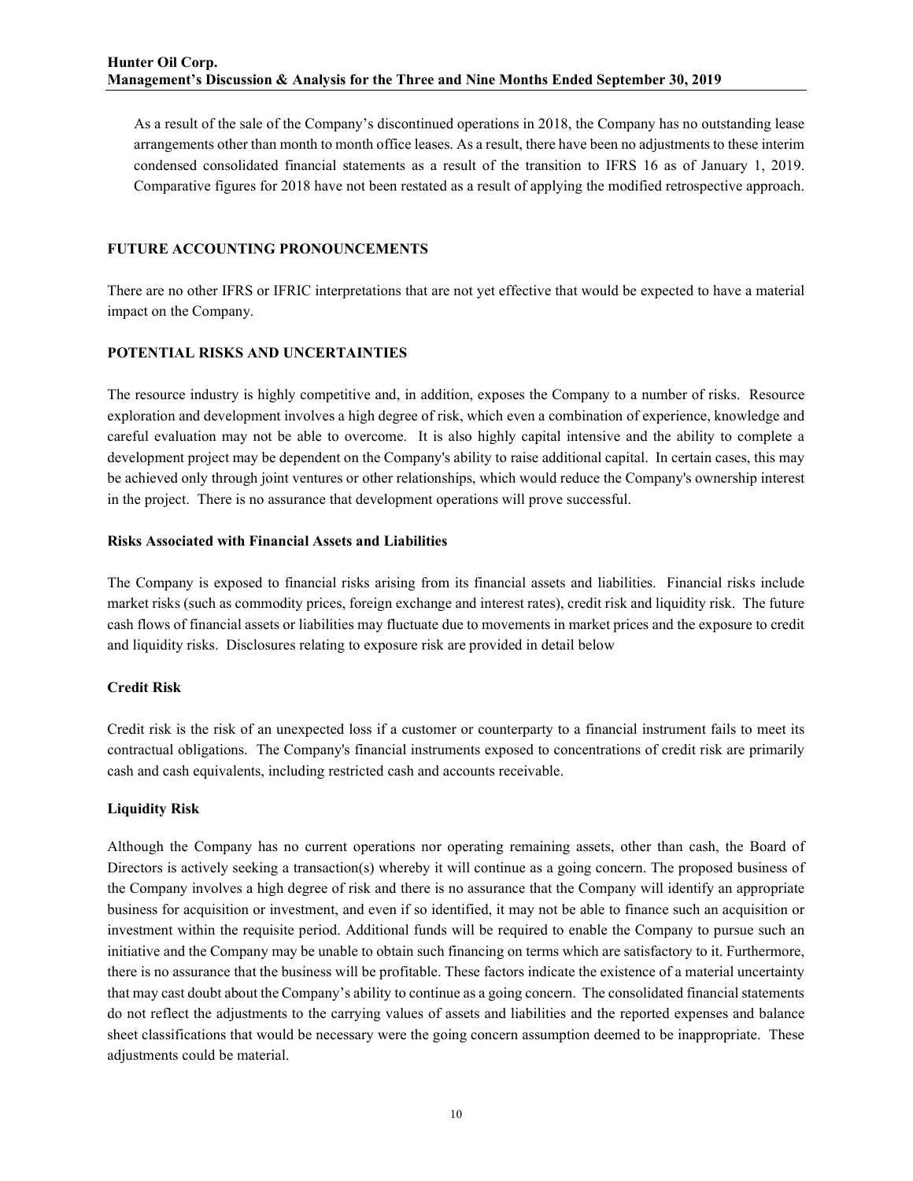As a result of the sale of the Company's discontinued operations in 2018, the Company has no outstanding lease arrangements other than month to month office leases. As a result, there have been no adjustments to these interim condensed consolidated financial statements as a result of the transition to IFRS 16 as of January 1, 2019. Comparative figures for 2018 have not been restated as a result of applying the modified retrospective approach.

## FUTURE ACCOUNTING PRONOUNCEMENTS

There are no other IFRS or IFRIC interpretations that are not yet effective that would be expected to have a material impact on the Company.

## POTENTIAL RISKS AND UNCERTAINTIES

The resource industry is highly competitive and, in addition, exposes the Company to a number of risks. Resource exploration and development involves a high degree of risk, which even a combination of experience, knowledge and careful evaluation may not be able to overcome. It is also highly capital intensive and the ability to complete a development project may be dependent on the Company's ability to raise additional capital. In certain cases, this may be achieved only through joint ventures or other relationships, which would reduce the Company's ownership interest in the project. There is no assurance that development operations will prove successful.

### Risks Associated with Financial Assets and Liabilities

The Company is exposed to financial risks arising from its financial assets and liabilities. Financial risks include market risks (such as commodity prices, foreign exchange and interest rates), credit risk and liquidity risk. The future cash flows of financial assets or liabilities may fluctuate due to movements in market prices and the exposure to credit and liquidity risks. Disclosures relating to exposure risk are provided in detail below

### Credit Risk

Credit risk is the risk of an unexpected loss if a customer or counterparty to a financial instrument fails to meet its contractual obligations. The Company's financial instruments exposed to concentrations of credit risk are primarily cash and cash equivalents, including restricted cash and accounts receivable.

### Liquidity Risk

Although the Company has no current operations nor operating remaining assets, other than cash, the Board of Directors is actively seeking a transaction(s) whereby it will continue as a going concern. The proposed business of the Company involves a high degree of risk and there is no assurance that the Company will identify an appropriate business for acquisition or investment, and even if so identified, it may not be able to finance such an acquisition or investment within the requisite period. Additional funds will be required to enable the Company to pursue such an initiative and the Company may be unable to obtain such financing on terms which are satisfactory to it. Furthermore, there is no assurance that the business will be profitable. These factors indicate the existence of a material uncertainty that may cast doubt about the Company's ability to continue as a going concern. The consolidated financial statements do not reflect the adjustments to the carrying values of assets and liabilities and the reported expenses and balance sheet classifications that would be necessary were the going concern assumption deemed to be inappropriate. These adjustments could be material.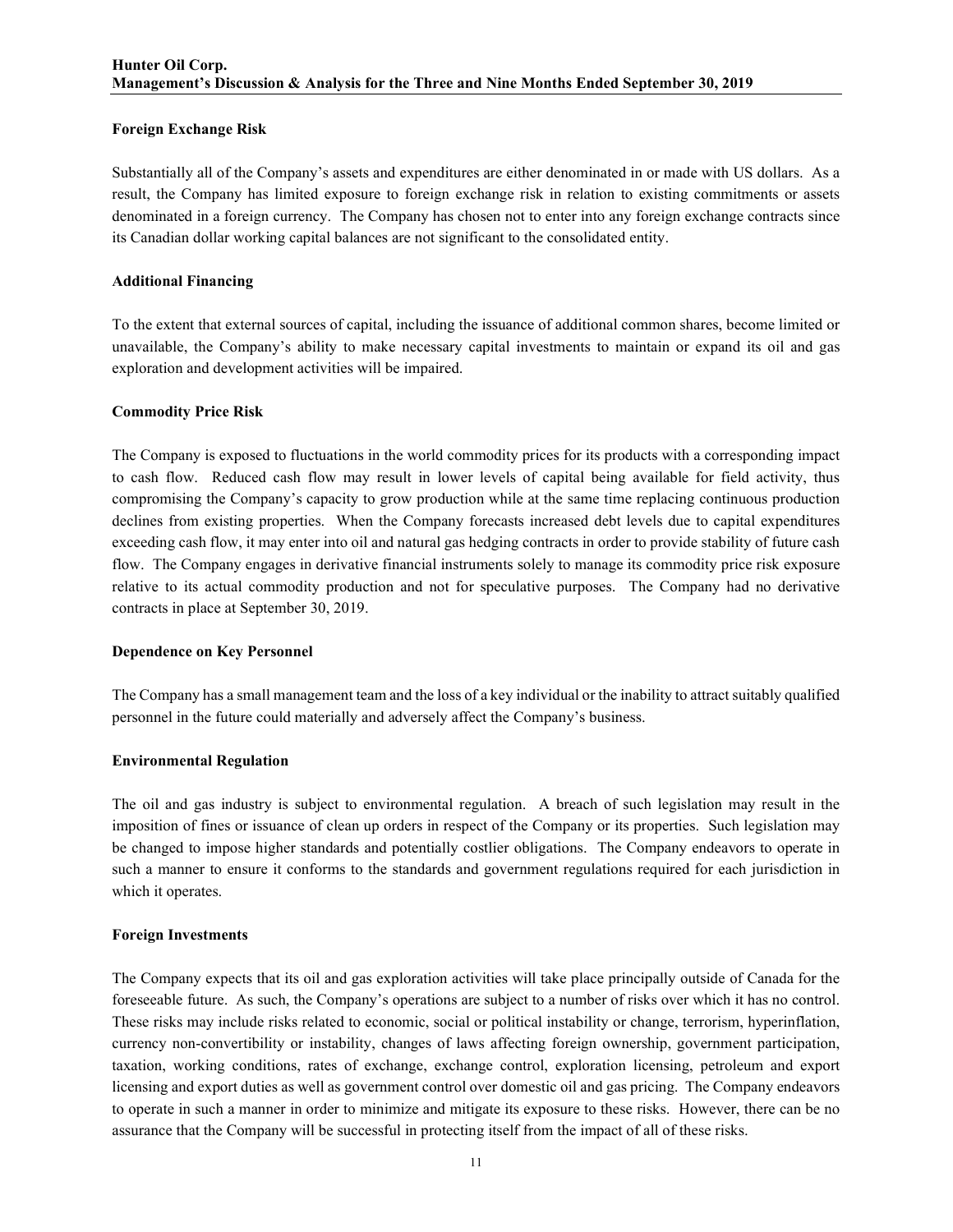### Foreign Exchange Risk

Substantially all of the Company's assets and expenditures are either denominated in or made with US dollars. As a result, the Company has limited exposure to foreign exchange risk in relation to existing commitments or assets denominated in a foreign currency. The Company has chosen not to enter into any foreign exchange contracts since its Canadian dollar working capital balances are not significant to the consolidated entity.

### Additional Financing

To the extent that external sources of capital, including the issuance of additional common shares, become limited or unavailable, the Company's ability to make necessary capital investments to maintain or expand its oil and gas exploration and development activities will be impaired.

### Commodity Price Risk

The Company is exposed to fluctuations in the world commodity prices for its products with a corresponding impact to cash flow. Reduced cash flow may result in lower levels of capital being available for field activity, thus compromising the Company's capacity to grow production while at the same time replacing continuous production declines from existing properties. When the Company forecasts increased debt levels due to capital expenditures exceeding cash flow, it may enter into oil and natural gas hedging contracts in order to provide stability of future cash flow. The Company engages in derivative financial instruments solely to manage its commodity price risk exposure relative to its actual commodity production and not for speculative purposes. The Company had no derivative contracts in place at September 30, 2019.

### Dependence on Key Personnel

The Company has a small management team and the loss of a key individual or the inability to attract suitably qualified personnel in the future could materially and adversely affect the Company's business.

### Environmental Regulation

The oil and gas industry is subject to environmental regulation. A breach of such legislation may result in the imposition of fines or issuance of clean up orders in respect of the Company or its properties. Such legislation may be changed to impose higher standards and potentially costlier obligations. The Company endeavors to operate in such a manner to ensure it conforms to the standards and government regulations required for each jurisdiction in which it operates.

### Foreign Investments

The Company expects that its oil and gas exploration activities will take place principally outside of Canada for the foreseeable future. As such, the Company's operations are subject to a number of risks over which it has no control. These risks may include risks related to economic, social or political instability or change, terrorism, hyperinflation, currency non-convertibility or instability, changes of laws affecting foreign ownership, government participation, taxation, working conditions, rates of exchange, exchange control, exploration licensing, petroleum and export licensing and export duties as well as government control over domestic oil and gas pricing. The Company endeavors to operate in such a manner in order to minimize and mitigate its exposure to these risks. However, there can be no assurance that the Company will be successful in protecting itself from the impact of all of these risks.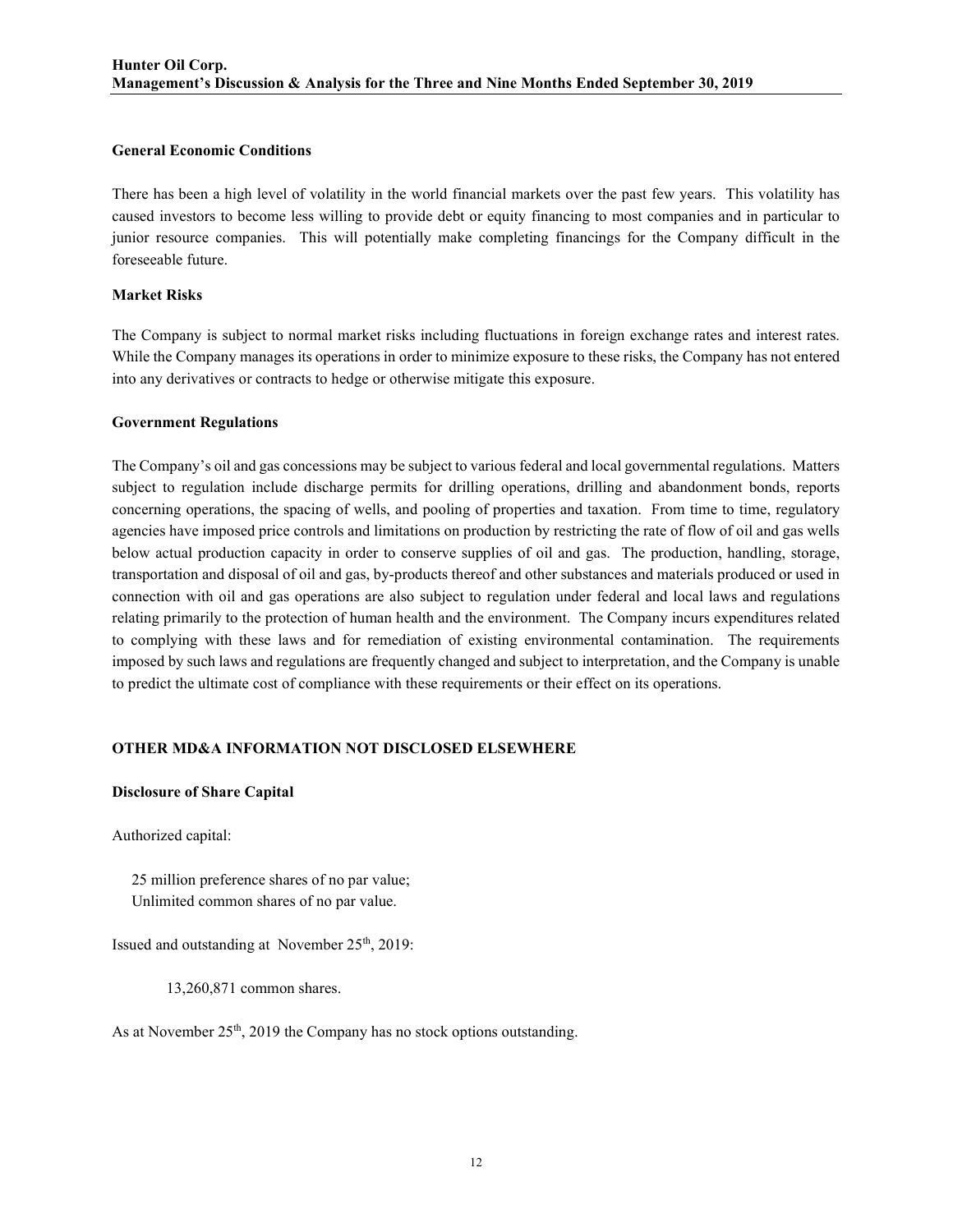**General Economic Conditions**

There has been a high level of volatility in the world financial markets over the past few years. This volatility has caused investors to become less willing to provide debt or equity financing to most companies and in particular to junior resource companies. This will potentially make completing financings for the Company difficult in the foreseeable future.

**Market Risks**

The Company is subject to normal market risks including fluctuations in foreign exchange rates and interest rates. While the Company manages its operations in order to minimize exposure to these risks, the Company has not entered into any derivatives or contracts to hedge or otherwise mitigate this exposure.

**Government Regulations**

The Company's oil and gas concessions may be subject to various federal and local governmental regulations. Matters subject to regulation include discharge permits for drilling operations, drilling and abandonment bonds, reports concerning operations, the spacing of wells, and pooling of properties and taxation. From time to time, regulatory agencies have imposed price controls and limitations on production by restricting the rate of flow of oil and gas wells below actual production capacity in order to conserve supplies of oil and gas. The production, handling, storage, transportation and disposal of oil and gas, by-products thereof and other substances and materials produced or used in connection with oil and gas operations are also subject to regulation under federal and local laws and regulations relating primarily to the protection of human health and the environment. The Company incurs expenditures related to complying with these laws and for remediation of existing environmental contamination. The requirements imposed by such laws and regulations are frequently changed and subject to interpretation, and the Company is unable to predict the ultimate cost of compliance with these requirements or their effect on its operations.

## OTHER MD&A INFORMATION NOT DISCLOSED ELSEWHERE

**Disclosure of Share Capital**

Authorized capital:

25 million preference shares of no par value;
Unlimited common shares of no par value.

Issued and outstanding at November 25th, 2019:

13,260,871 common shares.

As at November 25th, 2019 the Company has no stock options outstanding.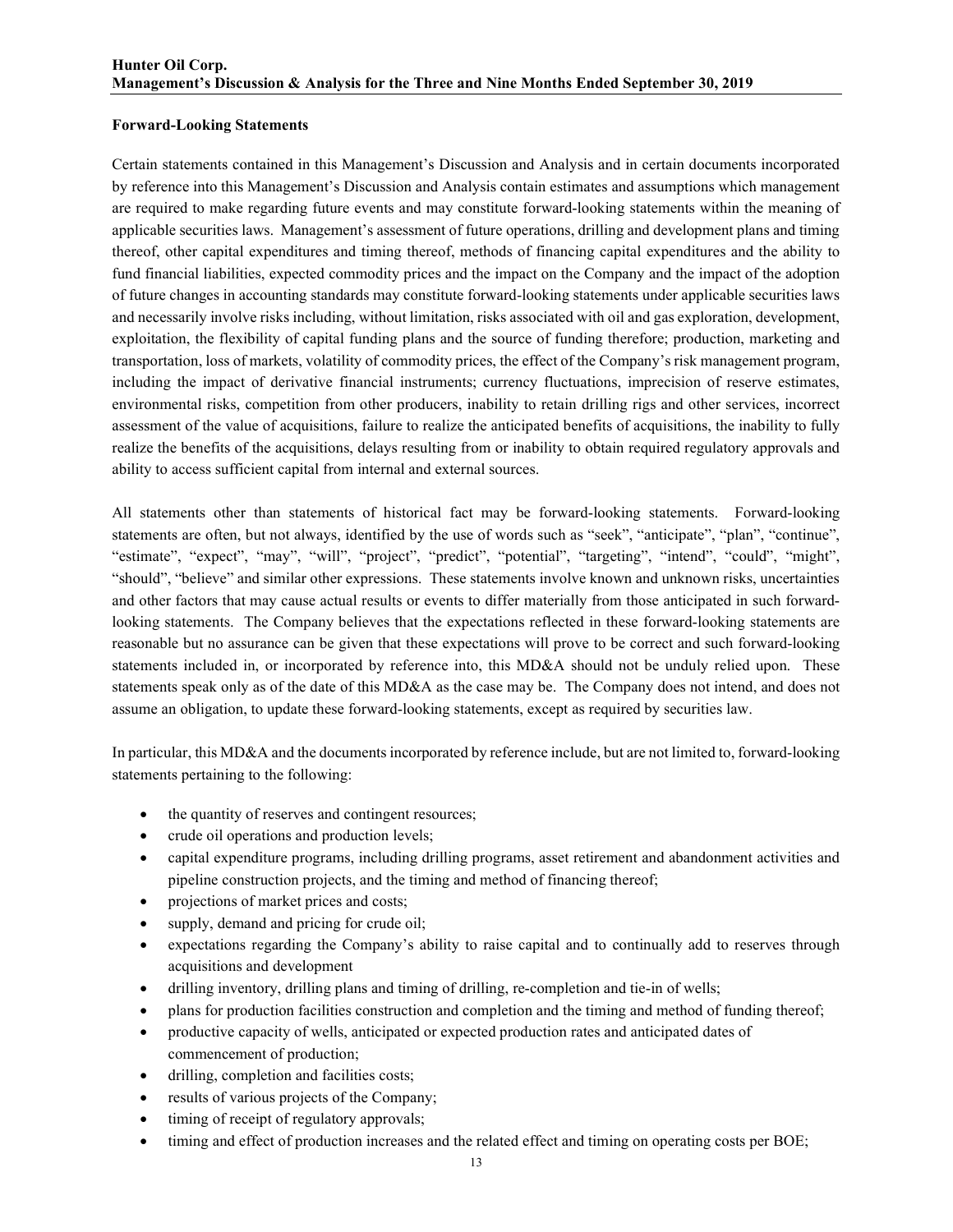## Forward-Looking Statements

Certain statements contained in this Management's Discussion and Analysis and in certain documents incorporated by reference into this Management's Discussion and Analysis contain estimates and assumptions which management are required to make regarding future events and may constitute forward-looking statements within the meaning of applicable securities laws. Management's assessment of future operations, drilling and development plans and timing thereof, other capital expenditures and timing thereof, methods of financing capital expenditures and the ability to fund financial liabilities, expected commodity prices and the impact on the Company and the impact of the adoption of future changes in accounting standards may constitute forward-looking statements under applicable securities laws and necessarily involve risks including, without limitation, risks associated with oil and gas exploration, development, exploitation, the flexibility of capital funding plans and the source of funding therefore; production, marketing and transportation, loss of markets, volatility of commodity prices, the effect of the Company's risk management program, including the impact of derivative financial instruments; currency fluctuations, imprecision of reserve estimates, environmental risks, competition from other producers, inability to retain drilling rigs and other services, incorrect assessment of the value of acquisitions, failure to realize the anticipated benefits of acquisitions, the inability to fully realize the benefits of the acquisitions, delays resulting from or inability to obtain required regulatory approvals and ability to access sufficient capital from internal and external sources.

All statements other than statements of historical fact may be forward-looking statements. Forward-looking statements are often, but not always, identified by the use of words such as "seek", "anticipate", "plan", "continue", "estimate", "expect", "may", "will", "project", "predict", "potential", "targeting", "intend", "could", "might", "should", "believe" and similar other expressions. These statements involve known and unknown risks, uncertainties and other factors that may cause actual results or events to differ materially from those anticipated in such forward-looking statements. The Company believes that the expectations reflected in these forward-looking statements are reasonable but no assurance can be given that these expectations will prove to be correct and such forward-looking statements included in, or incorporated by reference into, this MD&A should not be unduly relied upon. These statements speak only as of the date of this MD&A as the case may be. The Company does not intend, and does not assume an obligation, to update these forward-looking statements, except as required by securities law.

In particular, this MD&A and the documents incorporated by reference include, but are not limited to, forward-looking statements pertaining to the following:

- the quantity of reserves and contingent resources;
- crude oil operations and production levels;
- capital expenditure programs, including drilling programs, asset retirement and abandonment activities and pipeline construction projects, and the timing and method of financing thereof;
- projections of market prices and costs;
- supply, demand and pricing for crude oil;
- expectations regarding the Company's ability to raise capital and to continually add to reserves through acquisitions and development
- drilling inventory, drilling plans and timing of drilling, re-completion and tie-in of wells;
- plans for production facilities construction and completion and the timing and method of funding thereof;
- productive capacity of wells, anticipated or expected production rates and anticipated dates of commencement of production;
- drilling, completion and facilities costs;
- results of various projects of the Company;
- timing of receipt of regulatory approvals;
- timing and effect of production increases and the related effect and timing on operating costs per BOE;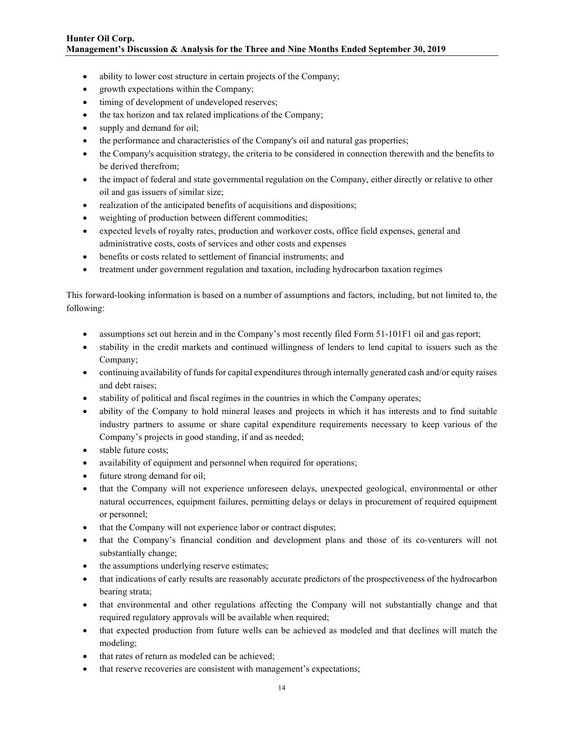- ability to lower cost structure in certain projects of the Company;
- growth expectations within the Company;
- timing of development of undeveloped reserves;
- the tax horizon and tax related implications of the Company;
- supply and demand for oil;
- the performance and characteristics of the Company's oil and natural gas properties;
- the Company's acquisition strategy, the criteria to be considered in connection therewith and the benefits to be derived therefrom;
- the impact of federal and state governmental regulation on the Company, either directly or relative to other oil and gas issuers of similar size;
- realization of the anticipated benefits of acquisitions and dispositions;
- weighting of production between different commodities;
- expected levels of royalty rates, production and workover costs, office field expenses, general and administrative costs, costs of services and other costs and expenses
- benefits or costs related to settlement of financial instruments; and
- treatment under government regulation and taxation, including hydrocarbon taxation regimes

This forward-looking information is based on a number of assumptions and factors, including, but not limited to, the following:

- assumptions set out herein and in the Company's most recently filed Form 51-101F1 oil and gas report;
- stability in the credit markets and continued willingness of lenders to lend capital to issuers such as the Company;
- continuing availability of funds for capital expenditures through internally generated cash and/or equity raises and debt raises;
- stability of political and fiscal regimes in the countries in which the Company operates;
- ability of the Company to hold mineral leases and projects in which it has interests and to find suitable industry partners to assume or share capital expenditure requirements necessary to keep various of the Company's projects in good standing, if and as needed;
- stable future costs;
- availability of equipment and personnel when required for operations;
- future strong demand for oil;
- that the Company will not experience unforeseen delays, unexpected geological, environmental or other natural occurrences, equipment failures, permitting delays or delays in procurement of required equipment or personnel;
- that the Company will not experience labor or contract disputes;
- that the Company's financial condition and development plans and those of its co-venturers will not substantially change;
- the assumptions underlying reserve estimates;
- that indications of early results are reasonably accurate predictors of the prospectiveness of the hydrocarbon bearing strata;
- that environmental and other regulations affecting the Company will not substantially change and that required regulatory approvals will be available when required;
- that expected production from future wells can be achieved as modeled and that declines will match the modeling;
- that rates of return as modeled can be achieved;
- that reserve recoveries are consistent with management's expectations;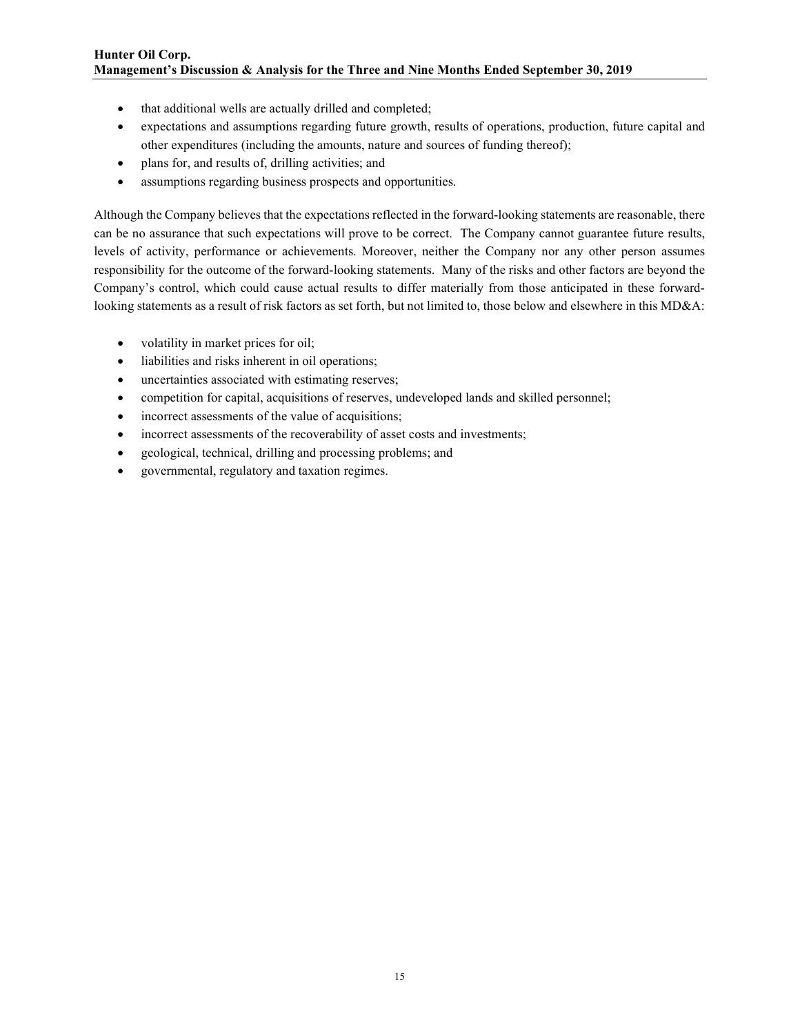- that additional wells are actually drilled and completed;
- expectations and assumptions regarding future growth, results of operations, production, future capital and other expenditures (including the amounts, nature and sources of funding thereof);
- plans for, and results of, drilling activities; and
- assumptions regarding business prospects and opportunities.

Although the Company believes that the expectations reflected in the forward-looking statements are reasonable, there can be no assurance that such expectations will prove to be correct. The Company cannot guarantee future results, levels of activity, performance or achievements. Moreover, neither the Company nor any other person assumes responsibility for the outcome of the forward-looking statements. Many of the risks and other factors are beyond the Company's control, which could cause actual results to differ materially from those anticipated in these forward-looking statements as a result of risk factors as set forth, but not limited to, those below and elsewhere in this MD&A:

- volatility in market prices for oil;
- liabilities and risks inherent in oil operations;
- uncertainties associated with estimating reserves;
- competition for capital, acquisitions of reserves, undeveloped lands and skilled personnel;
- incorrect assessments of the value of acquisitions;
- incorrect assessments of the recoverability of asset costs and investments;
- geological, technical, drilling and processing problems; and
- governmental, regulatory and taxation regimes.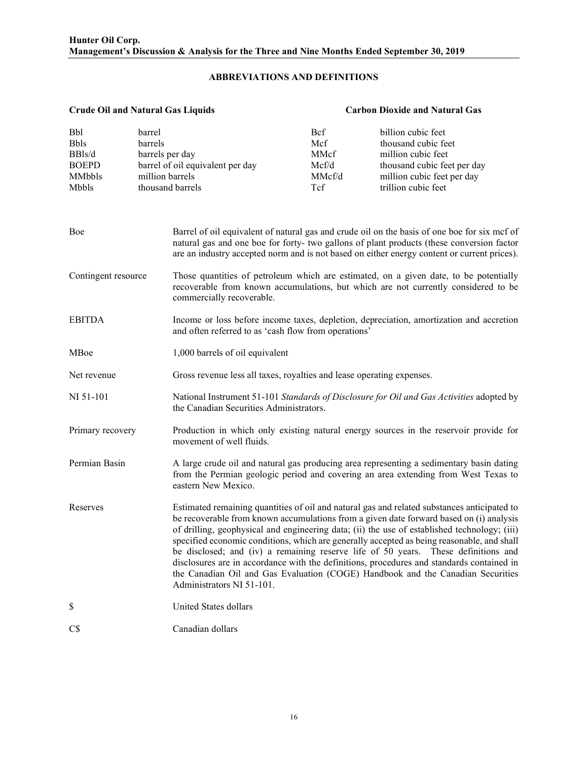## ABBREVIATIONS AND DEFINITIONS

| Crude Oil and Natural Gas Liquids | | Carbon Dioxide and Natural Gas | |
|---|---|---|---|
| Bbl | barrel | Bcf | billion cubic feet |
| Bbls | barrels | Mcf | thousand cubic feet |
| BBls/d | barrels per day | MMcf | million cubic feet |
| BOEPD | barrel of oil equivalent per day | Mcf/d | thousand cubic feet per day |
| MMbbls | million barrels | MMcf/d | million cubic feet per day |
| Mbbls | thousand barrels | Tcf | trillion cubic feet |

| | |
|---|---|
| Boe | Barrel of oil equivalent of natural gas and crude oil on the basis of one boe for six mcf of natural gas and one boe for forty- two gallons of plant products (these conversion factor are an industry accepted norm and is not based on either energy content or current prices). |
| Contingent resource | Those quantities of petroleum which are estimated, on a given date, to be potentially recoverable from known accumulations, but which are not currently considered to be commercially recoverable. |
| EBITDA | Income or loss before income taxes, depletion, depreciation, amortization and accretion and often referred to as 'cash flow from operations' |
| MBoe | 1,000 barrels of oil equivalent |
| Net revenue | Gross revenue less all taxes, royalties and lease operating expenses. |
| NI 51-101 | National Instrument 51-101 *Standards of Disclosure for Oil and Gas Activities* adopted by the Canadian Securities Administrators. |
| Primary recovery | Production in which only existing natural energy sources in the reservoir provide for movement of well fluids. |
| Permian Basin | A large crude oil and natural gas producing area representing a sedimentary basin dating from the Permian geologic period and covering an area extending from West Texas to eastern New Mexico. |
| Reserves | Estimated remaining quantities of oil and natural gas and related substances anticipated to be recoverable from known accumulations from a given date forward based on (i) analysis of drilling, geophysical and engineering data; (ii) the use of established technology; (iii) specified economic conditions, which are generally accepted as being reasonable, and shall be disclosed; and (iv) a remaining reserve life of 50 years. These definitions and disclosures are in accordance with the definitions, procedures and standards contained in the Canadian Oil and Gas Evaluation (COGE) Handbook and the Canadian Securities Administrators NI 51-101. |
| $ | United States dollars |
| C$ | Canadian dollars |